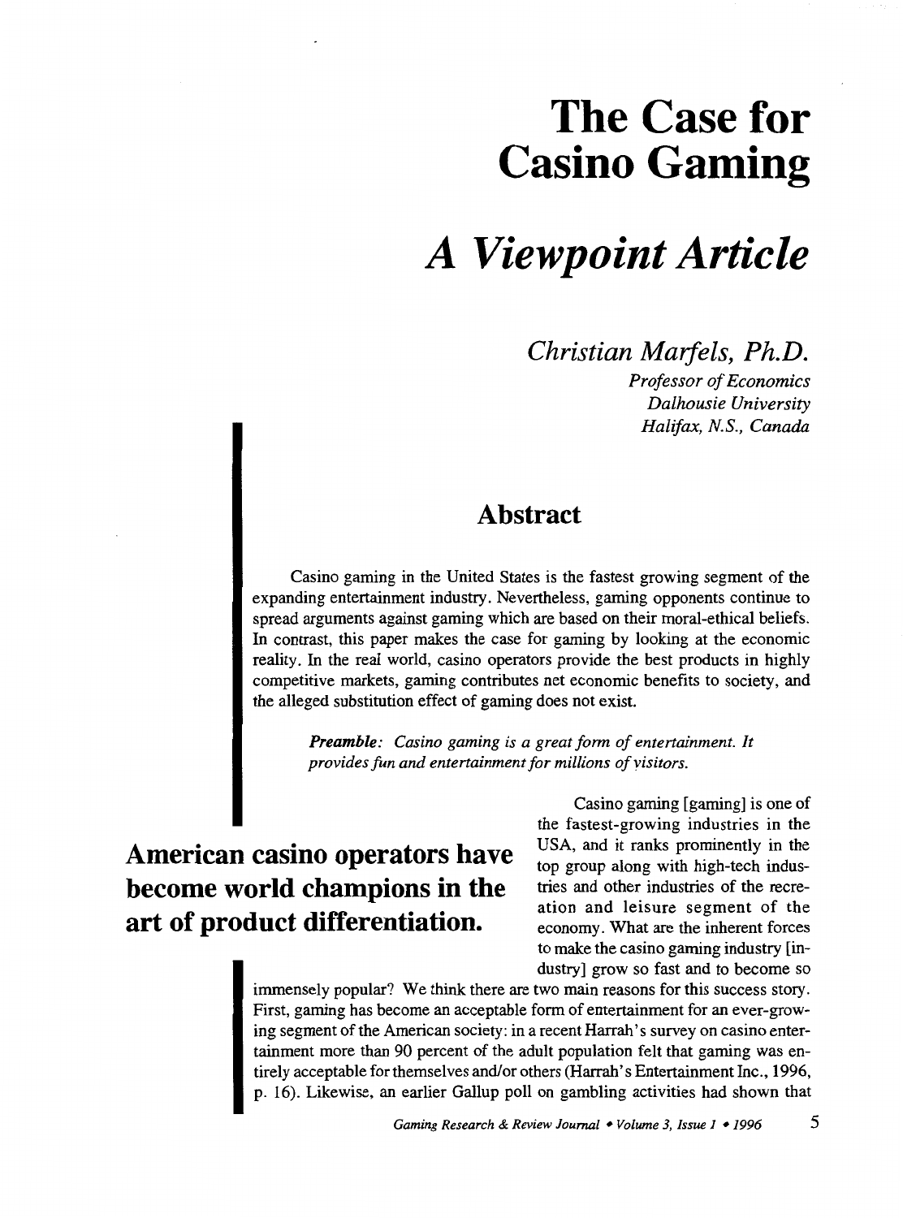# The Case for Casino Gaming

# *A Viewpoint Article*

*Christian Marfels, Ph.D.*

*Professor of Economics*
*Dalhousie University*
*Halifax, N.S., Canada*

## Abstract

Casino gaming in the United States is the fastest growing segment of the expanding entertainment industry. Nevertheless, gaming opponents continue to spread arguments against gaming which are based on their moral-ethical beliefs. In contrast, this paper makes the case for gaming by looking at the economic reality. In the real world, casino operators provide the best products in highly competitive markets, gaming contributes net economic benefits to society, and the alleged substitution effect of gaming does not exist.

***Preamble:*** *Casino gaming is a great form of entertainment. It provides fun and entertainment for millions of visitors.*

**American casino operators have become world champions in the art of product differentiation.**

Casino gaming [gaming] is one of the fastest-growing industries in the USA, and it ranks prominently in the top group along with high-tech industries and other industries of the recreation and leisure segment of the economy. What are the inherent forces to make the casino gaming industry [industry] grow so fast and to become so immensely popular? We think there are two main reasons for this success story. First, gaming has become an acceptable form of entertainment for an ever-growing segment of the American society: in a recent Harrah's survey on casino entertainment more than 90 percent of the adult population felt that gaming was entirely acceptable for themselves and/or others (Harrah's Entertainment Inc., 1996, p. 16). Likewise, an earlier Gallup poll on gambling activities had shown that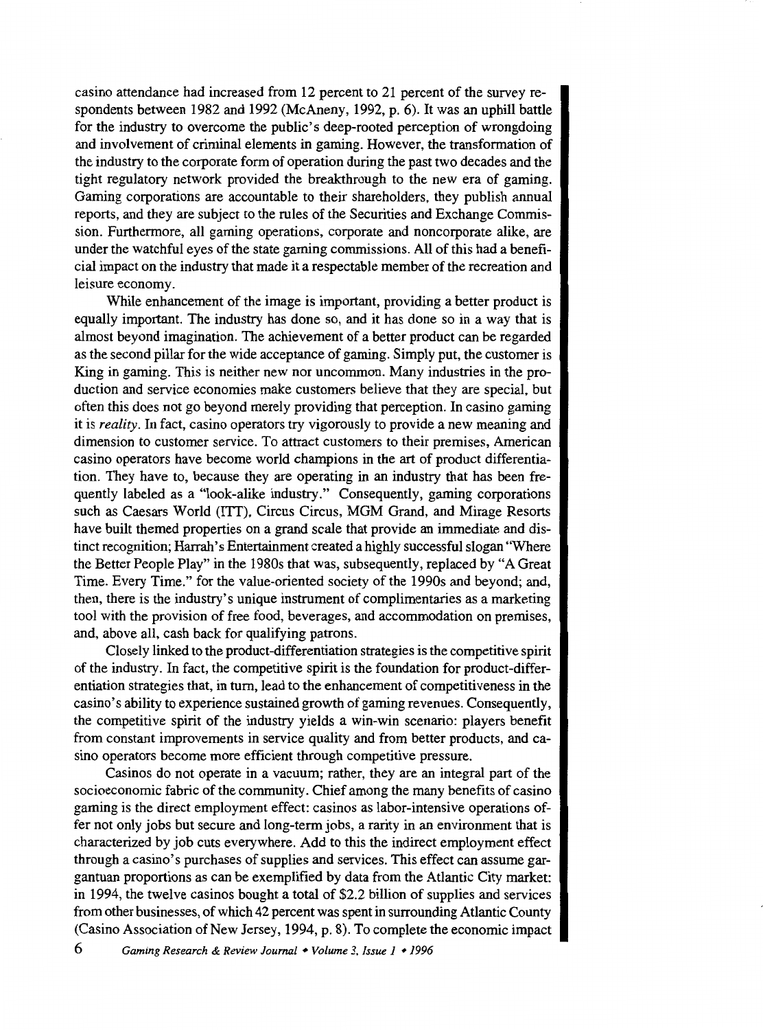casino attendance had increased from 12 percent to 21 percent of the survey respondents between 1982 and 1992 (McAneny, 1992, p. 6). It was an uphill battle for the industry to overcome the public's deep-rooted perception of wrongdoing and involvement of criminal elements in gaming. However, the transformation of the industry to the corporate form of operation during the past two decades and the tight regulatory network provided the breakthrough to the new era of gaming. Gaming corporations are accountable to their shareholders, they publish annual reports, and they are subject to the rules of the Securities and Exchange Commission. Furthermore, all gaming operations, corporate and noncorporate alike, are under the watchful eyes of the state gaming commissions. All of this had a beneficial impact on the industry that made it a respectable member of the recreation and leisure economy.

While enhancement of the image is important, providing a better product is equally important. The industry has done so, and it has done so in a way that is almost beyond imagination. The achievement of a better product can be regarded as the second pillar for the wide acceptance of gaming. Simply put, the customer is King in gaming. This is neither new nor uncommon. Many industries in the production and service economies make customers believe that they are special, but often this does not go beyond merely providing that perception. In casino gaming it is *reality*. In fact, casino operators try vigorously to provide a new meaning and dimension to customer service. To attract customers to their premises, American casino operators have become world champions in the art of product differentiation. They have to, because they are operating in an industry that has been frequently labeled as a "look-alike industry." Consequently, gaming corporations such as Caesars World (ITT), Circus Circus, MGM Grand, and Mirage Resorts have built themed properties on a grand scale that provide an immediate and distinct recognition; Harrah's Entertainment created a highly successful slogan "Where the Better People Play" in the 1980s that was, subsequently, replaced by "A Great Time. Every Time." for the value-oriented society of the 1990s and beyond; and, then, there is the industry's unique instrument of complimentaries as a marketing tool with the provision of free food, beverages, and accommodation on premises, and, above all, cash back for qualifying patrons.

Closely linked to the product-differentiation strategies is the competitive spirit of the industry. In fact, the competitive spirit is the foundation for product-differentiation strategies that, in turn, lead to the enhancement of competitiveness in the casino's ability to experience sustained growth of gaming revenues. Consequently, the competitive spirit of the industry yields a win-win scenario: players benefit from constant improvements in service quality and from better products, and casino operators become more efficient through competitive pressure.

Casinos do not operate in a vacuum; rather, they are an integral part of the socioeconomic fabric of the community. Chief among the many benefits of casino gaming is the direct employment effect: casinos as labor-intensive operations offer not only jobs but secure and long-term jobs, a rarity in an environment that is characterized by job cuts everywhere. Add to this the indirect employment effect through a casino's purchases of supplies and services. This effect can assume gargantuan proportions as can be exemplified by data from the Atlantic City market: in 1994, the twelve casinos bought a total of $2.2 billion of supplies and services from other businesses, of which 42 percent was spent in surrounding Atlantic County (Casino Association of New Jersey, 1994, p. 8). To complete the economic impact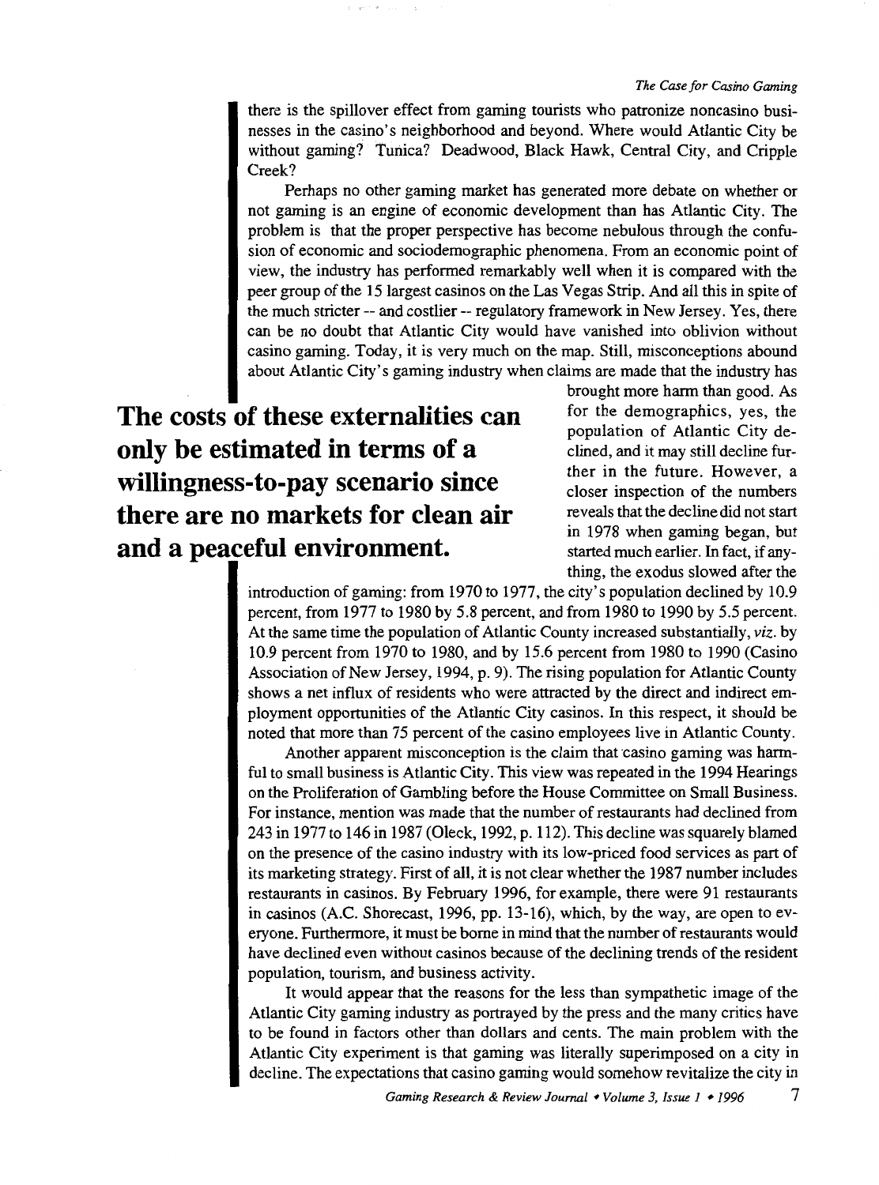there is the spillover effect from gaming tourists who patronize noncasino businesses in the casino's neighborhood and beyond. Where would Atlantic City be without gaming? Tunica? Deadwood, Black Hawk, Central City, and Cripple Creek?

Perhaps no other gaming market has generated more debate on whether or not gaming is an engine of economic development than has Atlantic City. The problem is that the proper perspective has become nebulous through the confusion of economic and sociodemographic phenomena. From an economic point of view, the industry has performed remarkably well when it is compared with the peer group of the 15 largest casinos on the Las Vegas Strip. And all this in spite of the much stricter -- and costlier -- regulatory framework in New Jersey. Yes, there can be no doubt that Atlantic City would have vanished into oblivion without casino gaming. Today, it is very much on the map. Still, misconceptions abound about Atlantic City's gaming industry when claims are made that the industry has brought more harm than good. As for the demographics, yes, the population of Atlantic City declined, and it may still decline further in the future. However, a closer inspection of the numbers reveals that the decline did not start in 1978 when gaming began, but started much earlier. In fact, if anything, the exodus slowed after the introduction of gaming: from 1970 to 1977, the city's population declined by 10.9 percent, from 1977 to 1980 by 5.8 percent, and from 1980 to 1990 by 5.5 percent. At the same time the population of Atlantic County increased substantially, *viz.* by 10.9 percent from 1970 to 1980, and by 15.6 percent from 1980 to 1990 (Casino Association of New Jersey, 1994, p. 9). The rising population for Atlantic County shows a net influx of residents who were attracted by the direct and indirect employment opportunities of the Atlantic City casinos. In this respect, it should be noted that more than 75 percent of the casino employees live in Atlantic County.

**The costs of these externalities can only be estimated in terms of a willingness-to-pay scenario since there are no markets for clean air and a peaceful environment.**

Another apparent misconception is the claim that casino gaming was harmful to small business is Atlantic City. This view was repeated in the 1994 Hearings on the Proliferation of Gambling before the House Committee on Small Business. For instance, mention was made that the number of restaurants had declined from 243 in 1977 to 146 in 1987 (Oleck, 1992, p. 112). This decline was squarely blamed on the presence of the casino industry with its low-priced food services as part of its marketing strategy. First of all, it is not clear whether the 1987 number includes restaurants in casinos. By February 1996, for example, there were 91 restaurants in casinos (A.C. Shorecast, 1996, pp. 13-16), which, by the way, are open to everyone. Furthermore, it must be borne in mind that the number of restaurants would have declined even without casinos because of the declining trends of the resident population, tourism, and business activity.

It would appear that the reasons for the less than sympathetic image of the Atlantic City gaming industry as portrayed by the press and the many critics have to be found in factors other than dollars and cents. The main problem with the Atlantic City experiment is that gaming was literally superimposed on a city in decline. The expectations that casino gaming would somehow revitalize the city in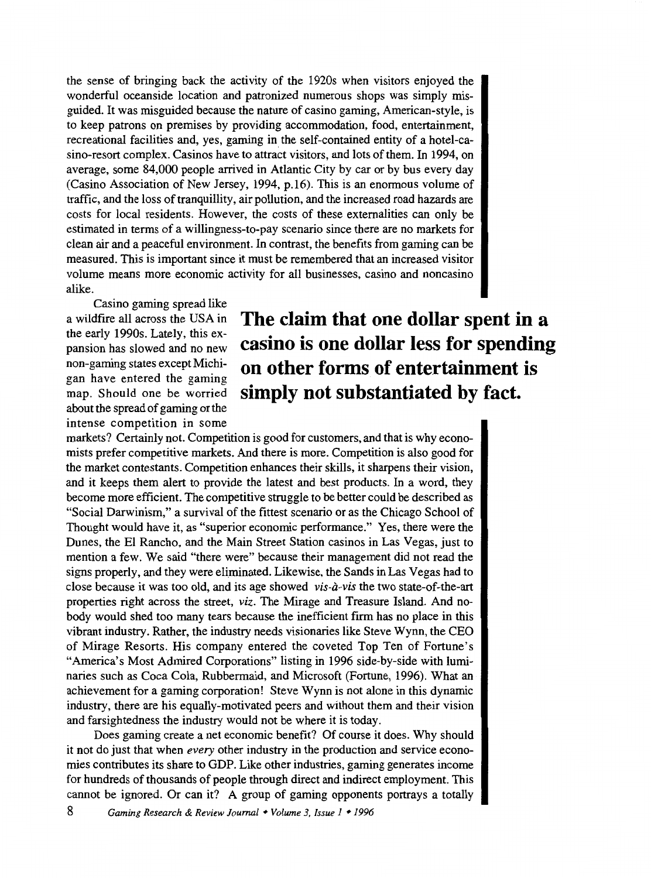the sense of bringing back the activity of the 1920s when visitors enjoyed the wonderful oceanside location and patronized numerous shops was simply misguided. It was misguided because the nature of casino gaming, American-style, is to keep patrons on premises by providing accommodation, food, entertainment, recreational facilities and, yes, gaming in the self-contained entity of a hotel-casino-resort complex. Casinos have to attract visitors, and lots of them. In 1994, on average, some 84,000 people arrived in Atlantic City by car or by bus every day (Casino Association of New Jersey, 1994, p.16). This is an enormous volume of traffic, and the loss of tranquillity, air pollution, and the increased road hazards are costs for local residents. However, the costs of these externalities can only be estimated in terms of a willingness-to-pay scenario since there are no markets for clean air and a peaceful environment. In contrast, the benefits from gaming can be measured. This is important since it must be remembered that an increased visitor volume means more economic activity for all businesses, casino and noncasino alike.

**The claim that one dollar spent in a casino is one dollar less for spending on other forms of entertainment is simply not substantiated by fact.**

Casino gaming spread like a wildfire all across the USA in the early 1990s. Lately, this expansion has slowed and no new non-gaming states except Michigan have entered the gaming map. Should one be worried about the spread of gaming or the intense competition in some markets? Certainly not. Competition is good for customers, and that is why economists prefer competitive markets. And there is more. Competition is also good for the market contestants. Competition enhances their skills, it sharpens their vision, and it keeps them alert to provide the latest and best products. In a word, they become more efficient. The competitive struggle to be better could be described as "Social Darwinism," a survival of the fittest scenario or as the Chicago School of Thought would have it, as "superior economic performance." Yes, there were the Dunes, the El Rancho, and the Main Street Station casinos in Las Vegas, just to mention a few. We said "there were" because their management did not read the signs properly, and they were eliminated. Likewise, the Sands in Las Vegas had to close because it was too old, and its age showed *vis-à-vis* the two state-of-the-art properties right across the street, *viz.* The Mirage and Treasure Island. And nobody would shed too many tears because the inefficient firm has no place in this vibrant industry. Rather, the industry needs visionaries like Steve Wynn, the CEO of Mirage Resorts. His company entered the coveted Top Ten of Fortune's "America's Most Admired Corporations" listing in 1996 side-by-side with luminaries such as Coca Cola, Rubbermaid, and Microsoft (Fortune, 1996). What an achievement for a gaming corporation! Steve Wynn is not alone in this dynamic industry, there are his equally-motivated peers and without them and their vision and farsightedness the industry would not be where it is today.

Does gaming create a net economic benefit? Of course it does. Why should it not do just that when *every* other industry in the production and service economies contributes its share to GDP. Like other industries, gaming generates income for hundreds of thousands of people through direct and indirect employment. This cannot be ignored. Or can it? A group of gaming opponents portrays a totally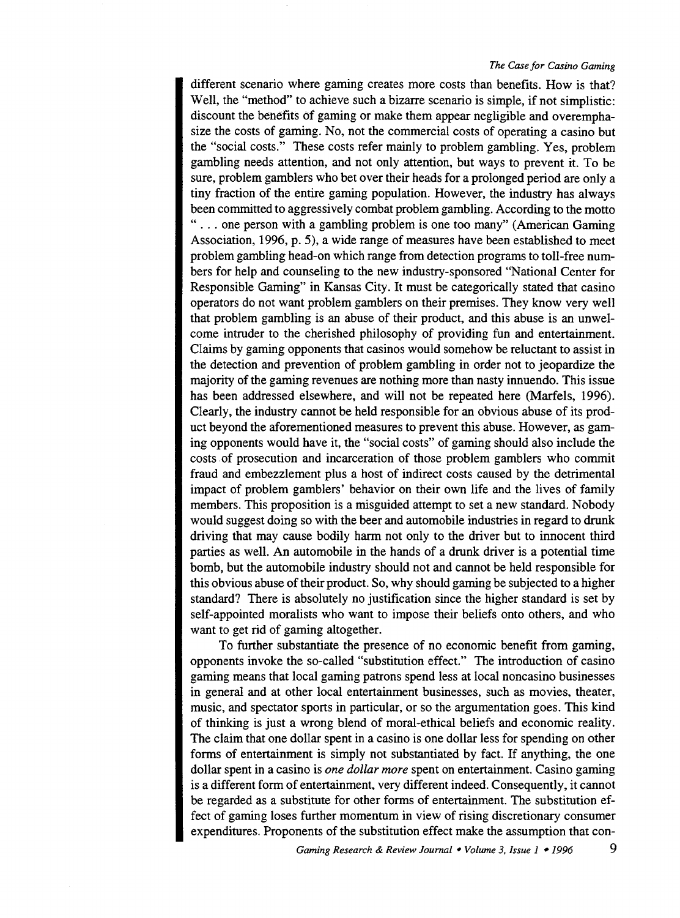different scenario where gaming creates more costs than benefits. How is that? Well, the "method" to achieve such a bizarre scenario is simple, if not simplistic: discount the benefits of gaming or make them appear negligible and overemphasize the costs of gaming. No, not the commercial costs of operating a casino but the "social costs." These costs refer mainly to problem gambling. Yes, problem gambling needs attention, and not only attention, but ways to prevent it. To be sure, problem gamblers who bet over their heads for a prolonged period are only a tiny fraction of the entire gaming population. However, the industry has always been committed to aggressively combat problem gambling. According to the motto ". . . one person with a gambling problem is one too many" (American Gaming Association, 1996, p. 5), a wide range of measures have been established to meet problem gambling head-on which range from detection programs to toll-free numbers for help and counseling to the new industry-sponsored "National Center for Responsible Gaming" in Kansas City. It must be categorically stated that casino operators do not want problem gamblers on their premises. They know very well that problem gambling is an abuse of their product, and this abuse is an unwelcome intruder to the cherished philosophy of providing fun and entertainment. Claims by gaming opponents that casinos would somehow be reluctant to assist in the detection and prevention of problem gambling in order not to jeopardize the majority of the gaming revenues are nothing more than nasty innuendo. This issue has been addressed elsewhere, and will not be repeated here (Marfels, 1996). Clearly, the industry cannot be held responsible for an obvious abuse of its product beyond the aforementioned measures to prevent this abuse. However, as gaming opponents would have it, the "social costs" of gaming should also include the costs of prosecution and incarceration of those problem gamblers who commit fraud and embezzlement plus a host of indirect costs caused by the detrimental impact of problem gamblers' behavior on their own life and the lives of family members. This proposition is a misguided attempt to set a new standard. Nobody would suggest doing so with the beer and automobile industries in regard to drunk driving that may cause bodily harm not only to the driver but to innocent third parties as well. An automobile in the hands of a drunk driver is a potential time bomb, but the automobile industry should not and cannot be held responsible for this obvious abuse of their product. So, why should gaming be subjected to a higher standard? There is absolutely no justification since the higher standard is set by self-appointed moralists who want to impose their beliefs onto others, and who want to get rid of gaming altogether.

To further substantiate the presence of no economic benefit from gaming, opponents invoke the so-called "substitution effect." The introduction of casino gaming means that local gaming patrons spend less at local noncasino businesses in general and at other local entertainment businesses, such as movies, theater, music, and spectator sports in particular, or so the argumentation goes. This kind of thinking is just a wrong blend of moral-ethical beliefs and economic reality. The claim that one dollar spent in a casino is one dollar less for spending on other forms of entertainment is simply not substantiated by fact. If anything, the one dollar spent in a casino is *one dollar more* spent on entertainment. Casino gaming is a different form of entertainment, very different indeed. Consequently, it cannot be regarded as a substitute for other forms of entertainment. The substitution effect of gaming loses further momentum in view of rising discretionary consumer expenditures. Proponents of the substitution effect make the assumption that con-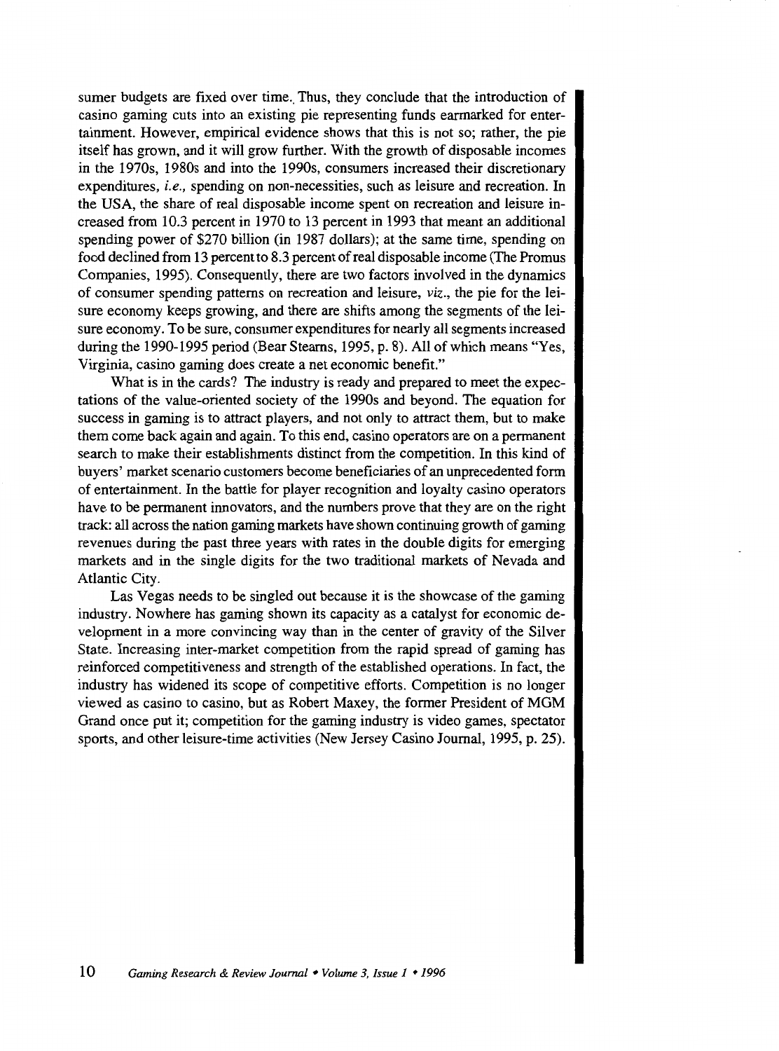sumer budgets are fixed over time. Thus, they conclude that the introduction of casino gaming cuts into an existing pie representing funds earmarked for entertainment. However, empirical evidence shows that this is not so; rather, the pie itself has grown, and it will grow further. With the growth of disposable incomes in the 1970s, 1980s and into the 1990s, consumers increased their discretionary expenditures, *i.e.*, spending on non-necessities, such as leisure and recreation. In the USA, the share of real disposable income spent on recreation and leisure increased from 10.3 percent in 1970 to 13 percent in 1993 that meant an additional spending power of $270 billion (in 1987 dollars); at the same time, spending on food declined from 13 percent to 8.3 percent of real disposable income (The Promus Companies, 1995). Consequently, there are two factors involved in the dynamics of consumer spending patterns on recreation and leisure, *viz.*, the pie for the leisure economy keeps growing, and there are shifts among the segments of the leisure economy. To be sure, consumer expenditures for nearly all segments increased during the 1990-1995 period (Bear Stearns, 1995, p. 8). All of which means "Yes, Virginia, casino gaming does create a net economic benefit."

What is in the cards? The industry is ready and prepared to meet the expectations of the value-oriented society of the 1990s and beyond. The equation for success in gaming is to attract players, and not only to attract them, but to make them come back again and again. To this end, casino operators are on a permanent search to make their establishments distinct from the competition. In this kind of buyers' market scenario customers become beneficiaries of an unprecedented form of entertainment. In the battle for player recognition and loyalty casino operators have to be permanent innovators, and the numbers prove that they are on the right track: all across the nation gaming markets have shown continuing growth of gaming revenues during the past three years with rates in the double digits for emerging markets and in the single digits for the two traditional markets of Nevada and Atlantic City.

Las Vegas needs to be singled out because it is the showcase of the gaming industry. Nowhere has gaming shown its capacity as a catalyst for economic development in a more convincing way than in the center of gravity of the Silver State. Increasing inter-market competition from the rapid spread of gaming has reinforced competitiveness and strength of the established operations. In fact, the industry has widened its scope of competitive efforts. Competition is no longer viewed as casino to casino, but as Robert Maxey, the former President of MGM Grand once put it; competition for the gaming industry is video games, spectator sports, and other leisure-time activities (New Jersey Casino Journal, 1995, p. 25).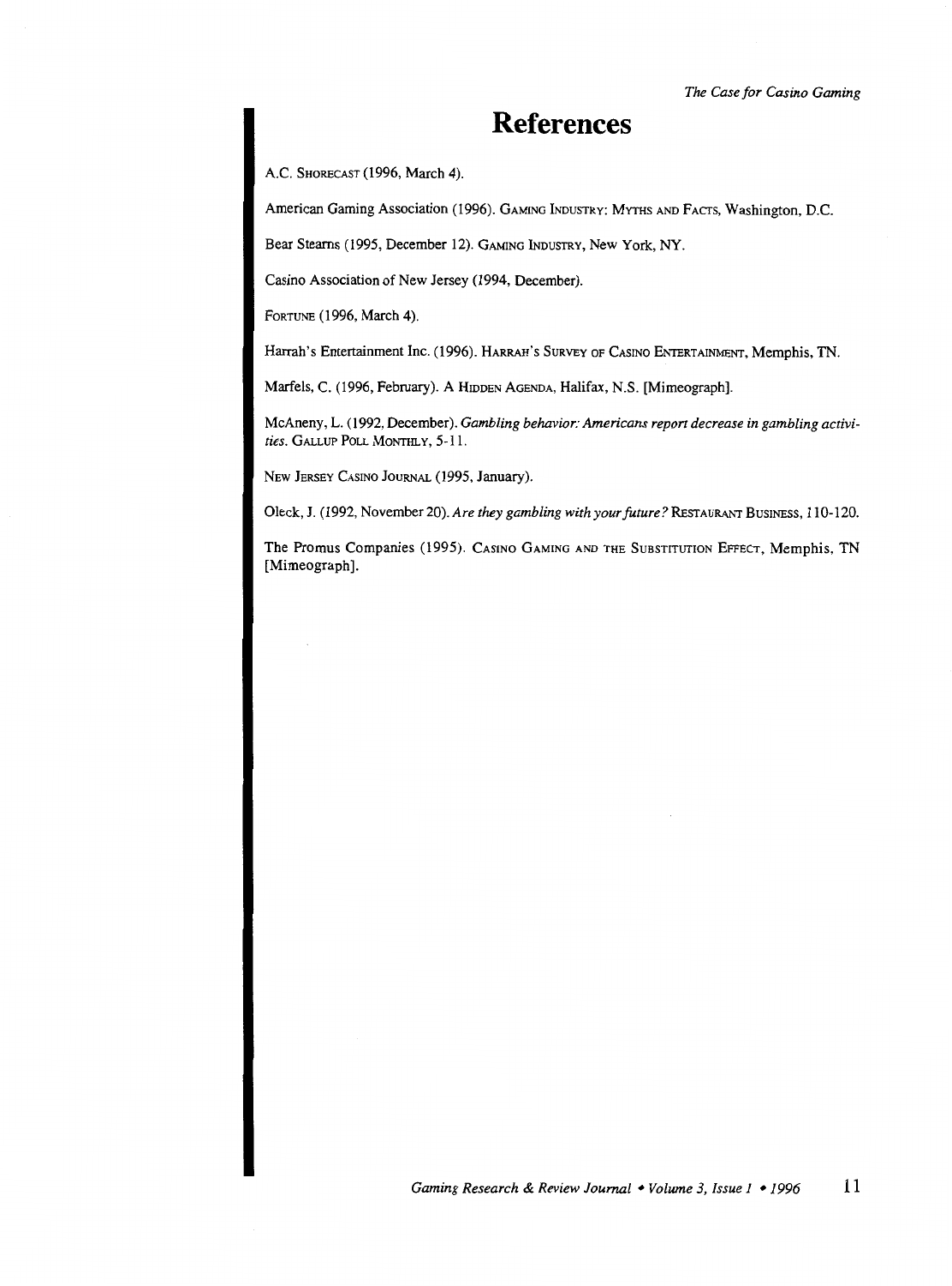# References

A.C. SHORECAST (1996, March 4).

American Gaming Association (1996). GAMING INDUSTRY: MYTHS AND FACTS, Washington, D.C.

Bear Stearns (1995, December 12). GAMING INDUSTRY, New York, NY.

Casino Association of New Jersey (1994, December).

FORTUNE (1996, March 4).

Harrah's Entertainment Inc. (1996). HARRAH'S SURVEY OF CASINO ENTERTAINMENT, Memphis, TN.

Marfels, C. (1996, February). A HIDDEN AGENDA, Halifax, N.S. [Mimeograph].

McAneny, L. (1992, December). *Gambling behavior: Americans report decrease in gambling activities.* GALLUP POLL MONTHLY, 5-11.

NEW JERSEY CASINO JOURNAL (1995, January).

Oleck, J. (1992, November 20). *Are they gambling with your future?* RESTAURANT BUSINESS, 110-120.

The Promus Companies (1995). CASINO GAMING AND THE SUBSTITUTION EFFECT, Memphis, TN [Mimeograph].